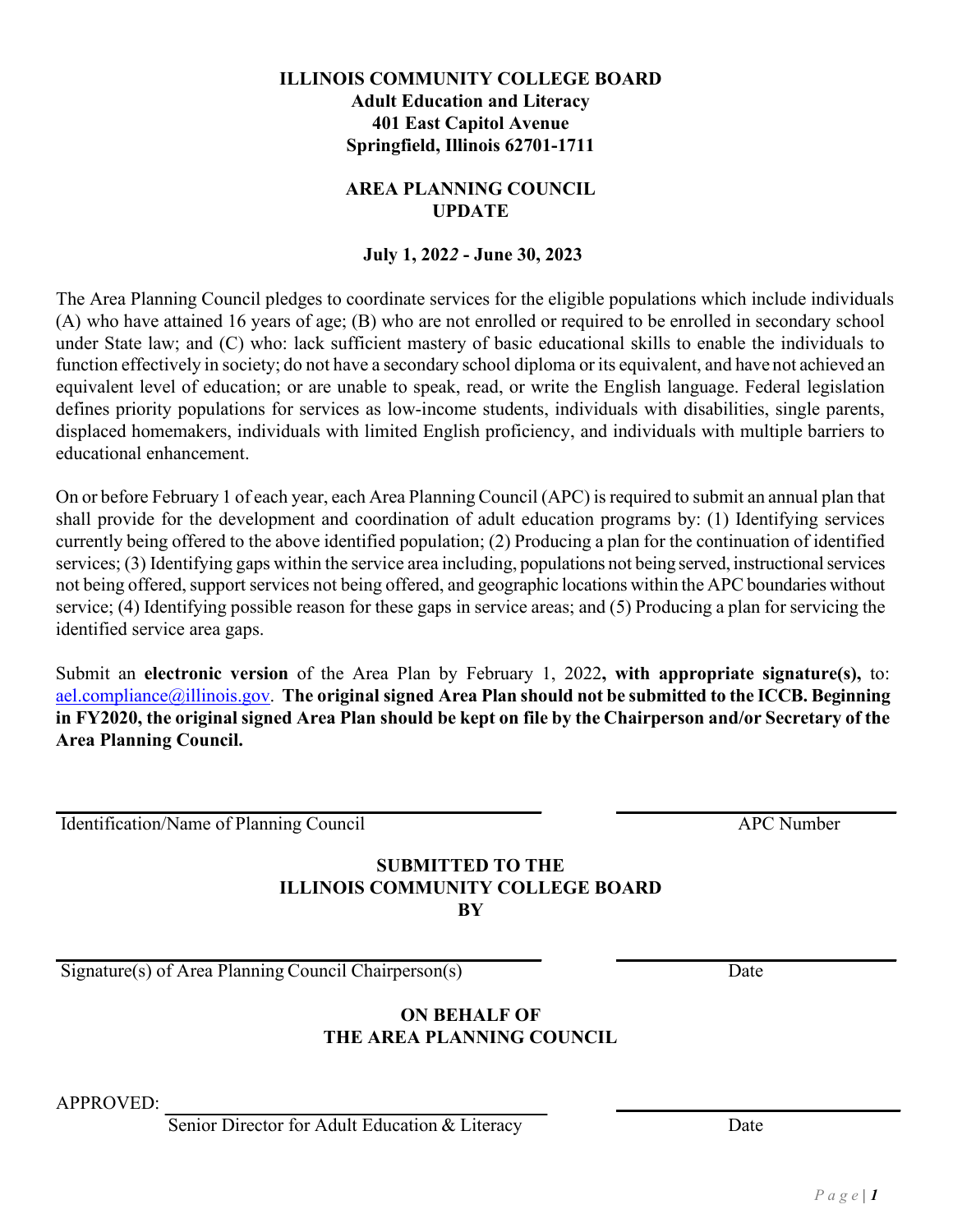**ILLINOIS COMMUNITY COLLEGE BOARD**
**Adult Education and Literacy**
**401 East Capitol Avenue**
**Springfield, Illinois 62701-1711**

**AREA PLANNING COUNCIL UPDATE**

**July 1, 2022 - June 30, 2023**

The Area Planning Council pledges to coordinate services for the eligible populations which include individuals (A) who have attained 16 years of age; (B) who are not enrolled or required to be enrolled in secondary school under State law; and (C) who: lack sufficient mastery of basic educational skills to enable the individuals to function effectively in society; do not have a secondary school diploma or its equivalent, and have not achieved an equivalent level of education; or are unable to speak, read, or write the English language. Federal legislation defines priority populations for services as low-income students, individuals with disabilities, single parents, displaced homemakers, individuals with limited English proficiency, and individuals with multiple barriers to educational enhancement.

On or before February 1 of each year, each Area Planning Council (APC) is required to submit an annual plan that shall provide for the development and coordination of adult education programs by: (1) Identifying services currently being offered to the above identified population; (2) Producing a plan for the continuation of identified services; (3) Identifying gaps within the service area including, populations not being served, instructional services not being offered, support services not being offered, and geographic locations within the APC boundaries without service; (4) Identifying possible reason for these gaps in service areas; and (5) Producing a plan for servicing the identified service area gaps.

Submit an **electronic version** of the Area Plan by February 1, 2022**, with appropriate signature(s),** to: ael.compliance@illinois.gov. **The original signed Area Plan should not be submitted to the ICCB. Beginning in FY2020, the original signed Area Plan should be kept on file by the Chairperson and/or Secretary of the Area Planning Council.**

______________________________________ ______________________
Identification/Name of Planning Council APC Number

**SUBMITTED TO THE**
**ILLINOIS COMMUNITY COLLEGE BOARD**
**BY**

______________________________________ ______________________
Signature(s) of Area Planning Council Chairperson(s) Date

**ON BEHALF OF**
**THE AREA PLANNING COUNCIL**

APPROVED: ______________________________________ ______________________
Senior Director for Adult Education & Literacy Date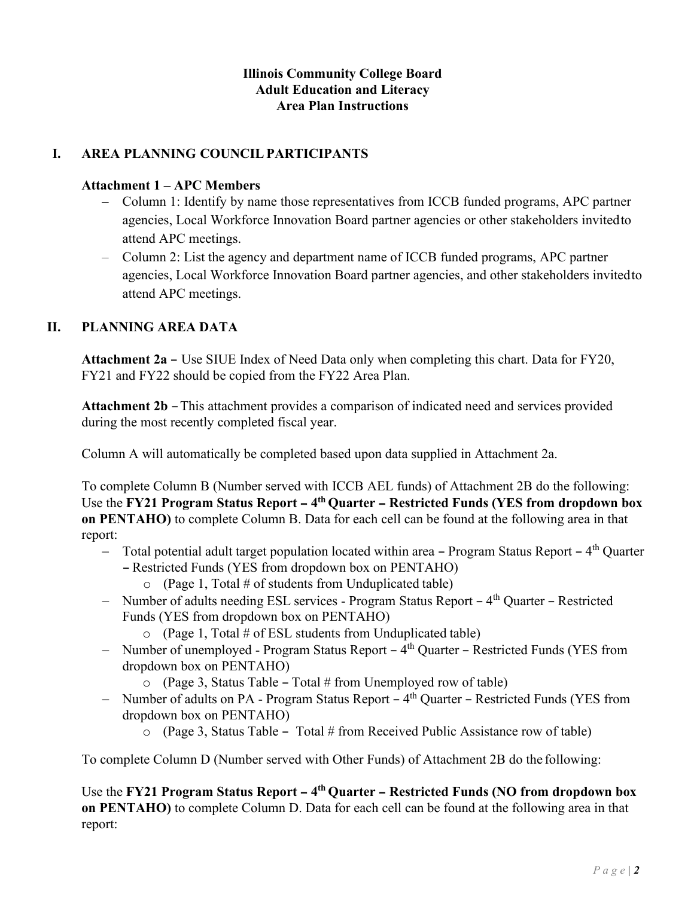**Illinois Community College Board**
**Adult Education and Literacy**
**Area Plan Instructions**

## I. AREA PLANNING COUNCIL PARTICIPANTS

**Attachment 1 – APC Members**

- Column 1: Identify by name those representatives from ICCB funded programs, APC partner agencies, Local Workforce Innovation Board partner agencies or other stakeholders invited to attend APC meetings.
- Column 2: List the agency and department name of ICCB funded programs, APC partner agencies, Local Workforce Innovation Board partner agencies, and other stakeholders invited to attend APC meetings.

## II. PLANNING AREA DATA

**Attachment 2a –** Use SIUE Index of Need Data only when completing this chart. Data for FY20, FY21 and FY22 should be copied from the FY22 Area Plan.

**Attachment 2b –** This attachment provides a comparison of indicated need and services provided during the most recently completed fiscal year.

Column A will automatically be completed based upon data supplied in Attachment 2a.

To complete Column B (Number served with ICCB AEL funds) of Attachment 2B do the following: Use the **FY21 Program Status Report – 4th Quarter – Restricted Funds (YES from dropdown box on PENTAHO)** to complete Column B. Data for each cell can be found at the following area in that report:

- Total potential adult target population located within area – Program Status Report – 4th Quarter – Restricted Funds (YES from dropdown box on PENTAHO)
  - (Page 1, Total # of students from Unduplicated table)
- Number of adults needing ESL services - Program Status Report – 4th Quarter – Restricted Funds (YES from dropdown box on PENTAHO)
  - (Page 1, Total # of ESL students from Unduplicated table)
- Number of unemployed - Program Status Report – 4th Quarter – Restricted Funds (YES from dropdown box on PENTAHO)
  - (Page 3, Status Table – Total # from Unemployed row of table)
- Number of adults on PA - Program Status Report – 4th Quarter – Restricted Funds (YES from dropdown box on PENTAHO)
  - (Page 3, Status Table – Total # from Received Public Assistance row of table)

To complete Column D (Number served with Other Funds) of Attachment 2B do the following:

Use the **FY21 Program Status Report – 4th Quarter – Restricted Funds (NO from dropdown box on PENTAHO)** to complete Column D. Data for each cell can be found at the following area in that report: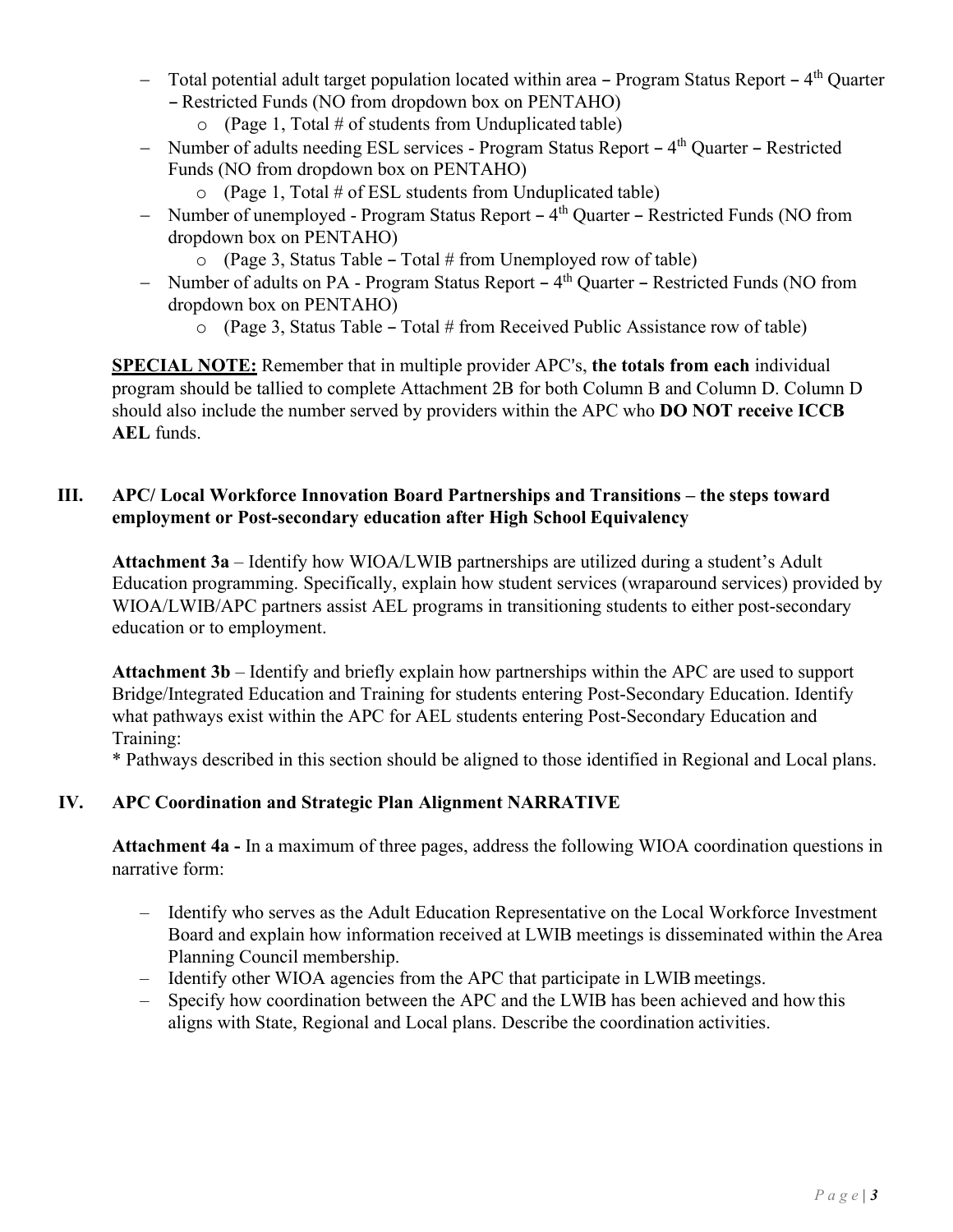- Total potential adult target population located within area – Program Status Report – 4th Quarter – Restricted Funds (NO from dropdown box on PENTAHO)
    - (Page 1, Total # of students from Unduplicated table)
- Number of adults needing ESL services - Program Status Report – 4th Quarter – Restricted Funds (NO from dropdown box on PENTAHO)
    - (Page 1, Total # of ESL students from Unduplicated table)
- Number of unemployed - Program Status Report – 4th Quarter – Restricted Funds (NO from dropdown box on PENTAHO)
    - (Page 3, Status Table – Total # from Unemployed row of table)
- Number of adults on PA - Program Status Report – 4th Quarter – Restricted Funds (NO from dropdown box on PENTAHO)
    - (Page 3, Status Table – Total # from Received Public Assistance row of table)

**SPECIAL NOTE:** Remember that in multiple provider APC's, **the totals from each** individual program should be tallied to complete Attachment 2B for both Column B and Column D. Column D should also include the number served by providers within the APC who **DO NOT receive ICCB AEL** funds.

## III. APC/ Local Workforce Innovation Board Partnerships and Transitions – the steps toward employment or Post-secondary education after High School Equivalency

**Attachment 3a** – Identify how WIOA/LWIB partnerships are utilized during a student's Adult Education programming. Specifically, explain how student services (wraparound services) provided by WIOA/LWIB/APC partners assist AEL programs in transitioning students to either post-secondary education or to employment.

**Attachment 3b** – Identify and briefly explain how partnerships within the APC are used to support Bridge/Integrated Education and Training for students entering Post-Secondary Education. Identify what pathways exist within the APC for AEL students entering Post-Secondary Education and Training:

* Pathways described in this section should be aligned to those identified in Regional and Local plans.

## IV. APC Coordination and Strategic Plan Alignment NARRATIVE

**Attachment 4a -** In a maximum of three pages, address the following WIOA coordination questions in narrative form:

- Identify who serves as the Adult Education Representative on the Local Workforce Investment Board and explain how information received at LWIB meetings is disseminated within the Area Planning Council membership.
- Identify other WIOA agencies from the APC that participate in LWIB meetings.
- Specify how coordination between the APC and the LWIB has been achieved and how this aligns with State, Regional and Local plans. Describe the coordination activities.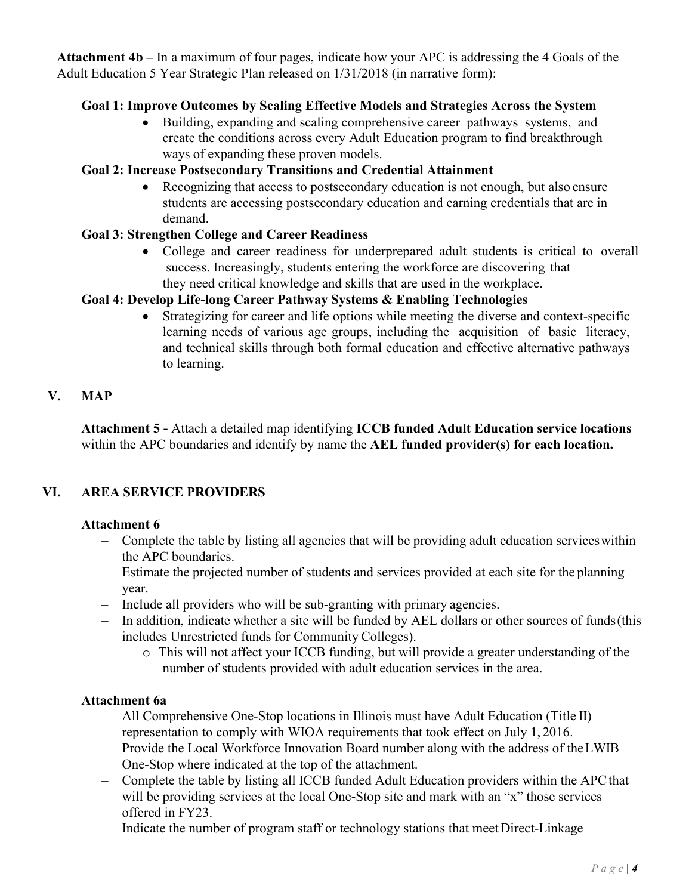**Attachment 4b –** In a maximum of four pages, indicate how your APC is addressing the 4 Goals of the Adult Education 5 Year Strategic Plan released on 1/31/2018 (in narrative form):

**Goal 1: Improve Outcomes by Scaling Effective Models and Strategies Across the System**

- Building, expanding and scaling comprehensive career pathways systems, and create the conditions across every Adult Education program to find breakthrough ways of expanding these proven models.

**Goal 2: Increase Postsecondary Transitions and Credential Attainment**

- Recognizing that access to postsecondary education is not enough, but also ensure students are accessing postsecondary education and earning credentials that are in demand.

**Goal 3: Strengthen College and Career Readiness**

- College and career readiness for underprepared adult students is critical to overall success. Increasingly, students entering the workforce are discovering that they need critical knowledge and skills that are used in the workplace.

**Goal 4: Develop Life-long Career Pathway Systems & Enabling Technologies**

- Strategizing for career and life options while meeting the diverse and context-specific learning needs of various age groups, including the acquisition of basic literacy, and technical skills through both formal education and effective alternative pathways to learning.

## V. MAP

**Attachment 5 -** Attach a detailed map identifying **ICCB funded Adult Education service locations** within the APC boundaries and identify by name the **AEL funded provider(s) for each location.**

## VI. AREA SERVICE PROVIDERS

**Attachment 6**

- Complete the table by listing all agencies that will be providing adult education services within the APC boundaries.
- Estimate the projected number of students and services provided at each site for the planning year.
- Include all providers who will be sub-granting with primary agencies.
- In addition, indicate whether a site will be funded by AEL dollars or other sources of funds (this includes Unrestricted funds for Community Colleges).
  - This will not affect your ICCB funding, but will provide a greater understanding of the number of students provided with adult education services in the area.

**Attachment 6a**

- All Comprehensive One-Stop locations in Illinois must have Adult Education (Title II) representation to comply with WIOA requirements that took effect on July 1, 2016.
- Provide the Local Workforce Innovation Board number along with the address of the LWIB One-Stop where indicated at the top of the attachment.
- Complete the table by listing all ICCB funded Adult Education providers within the APC that will be providing services at the local One-Stop site and mark with an "x" those services offered in FY23.
- Indicate the number of program staff or technology stations that meet Direct-Linkage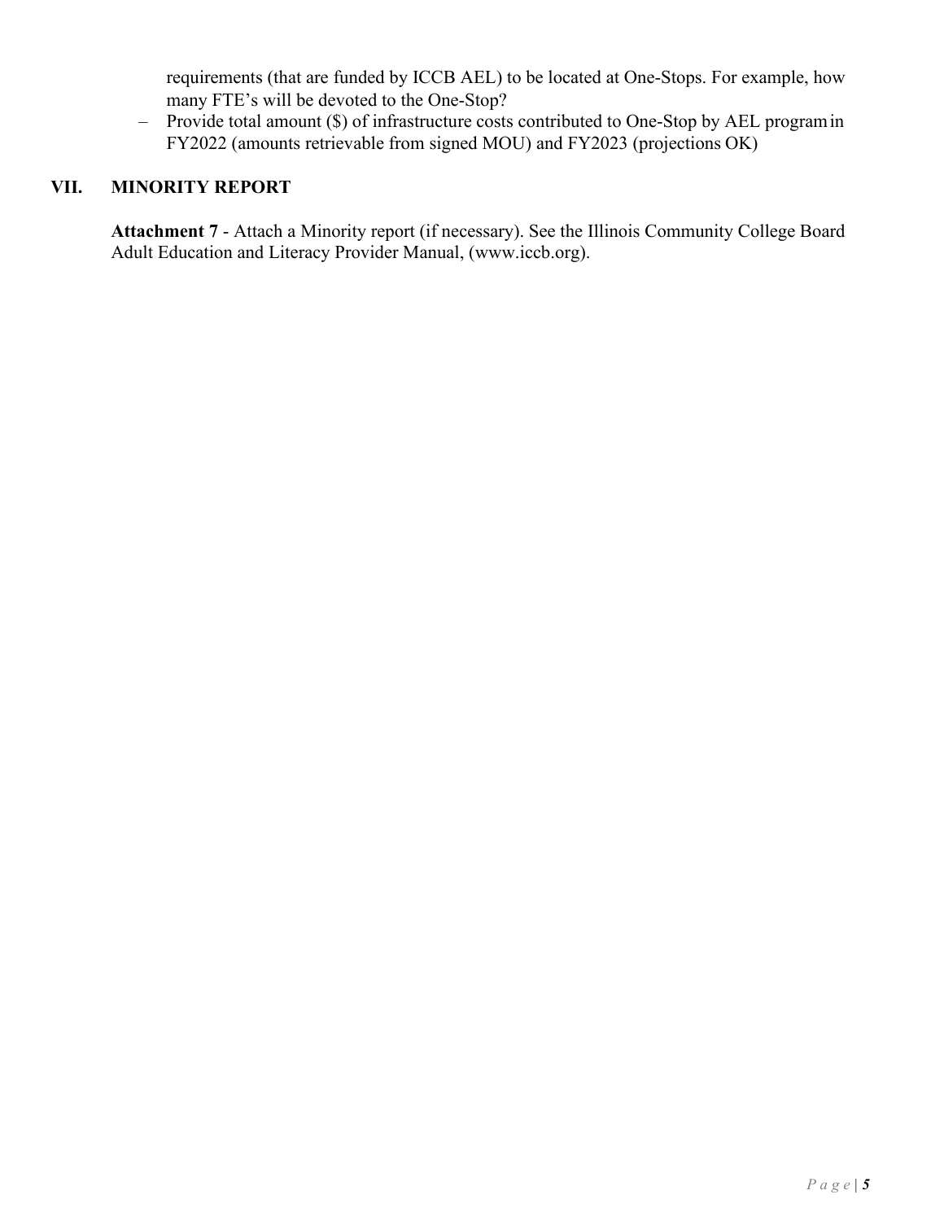requirements (that are funded by ICCB AEL) to be located at One-Stops. For example, how many FTE's will be devoted to the One-Stop?

- Provide total amount ($) of infrastructure costs contributed to One-Stop by AEL program in FY2022 (amounts retrievable from signed MOU) and FY2023 (projections OK)

## VII. MINORITY REPORT

**Attachment 7** - Attach a Minority report (if necessary). See the Illinois Community College Board Adult Education and Literacy Provider Manual, (www.iccb.org).